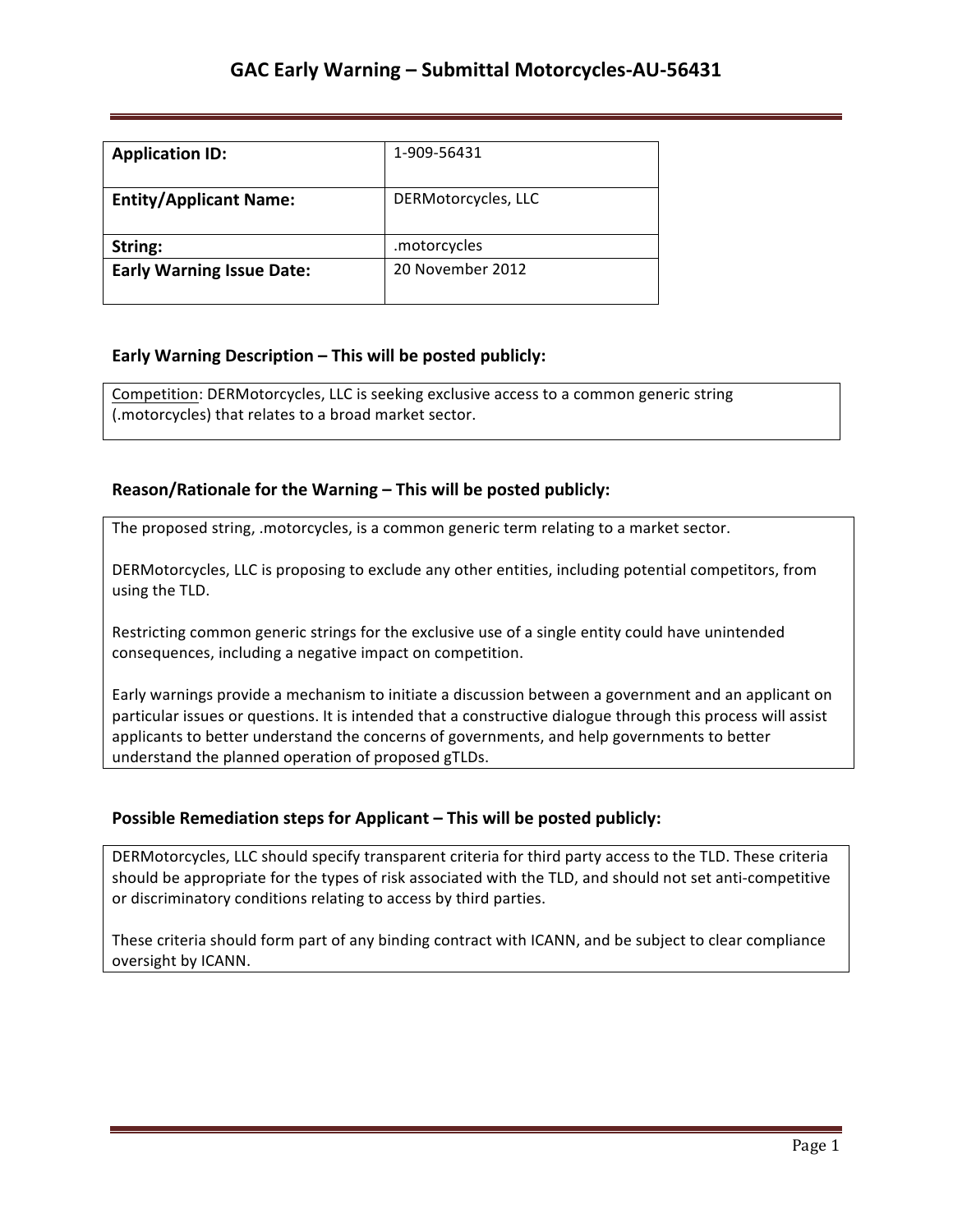# GAC Early Warning – Submittal Motorcycles-AU-56431

| **Application ID:** | 1-909-56431 |
|---|---|
| **Entity/Applicant Name:** | DERMotorcycles, LLC |
| **String:** | .motorcycles |
| **Early Warning Issue Date:** | 20 November 2012 |

### Early Warning Description – This will be posted publicly:

Competition: DERMotorcycles, LLC is seeking exclusive access to a common generic string (.motorcycles) that relates to a broad market sector.

### Reason/Rationale for the Warning – This will be posted publicly:

The proposed string, .motorcycles, is a common generic term relating to a market sector.

DERMotorcycles, LLC is proposing to exclude any other entities, including potential competitors, from using the TLD.

Restricting common generic strings for the exclusive use of a single entity could have unintended consequences, including a negative impact on competition.

Early warnings provide a mechanism to initiate a discussion between a government and an applicant on particular issues or questions. It is intended that a constructive dialogue through this process will assist applicants to better understand the concerns of governments, and help governments to better understand the planned operation of proposed gTLDs.

### Possible Remediation steps for Applicant – This will be posted publicly:

DERMotorcycles, LLC should specify transparent criteria for third party access to the TLD. These criteria should be appropriate for the types of risk associated with the TLD, and should not set anti-competitive or discriminatory conditions relating to access by third parties.

These criteria should form part of any binding contract with ICANN, and be subject to clear compliance oversight by ICANN.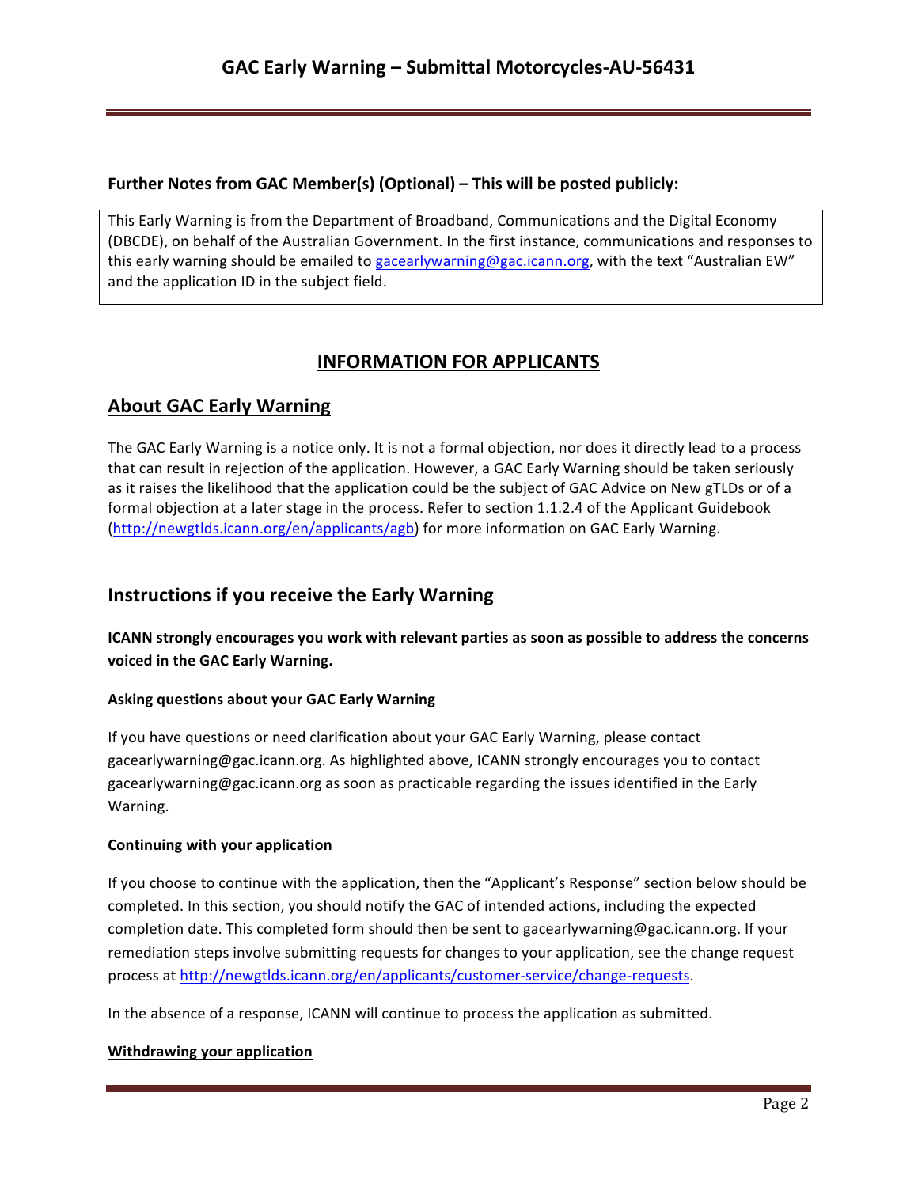## Further Notes from GAC Member(s) (Optional) – This will be posted publicly:

This Early Warning is from the Department of Broadband, Communications and the Digital Economy (DBCDE), on behalf of the Australian Government. In the first instance, communications and responses to this early warning should be emailed to gacearlywarning@gac.icann.org, with the text "Australian EW" and the application ID in the subject field.

# INFORMATION FOR APPLICANTS

## About GAC Early Warning

The GAC Early Warning is a notice only. It is not a formal objection, nor does it directly lead to a process that can result in rejection of the application. However, a GAC Early Warning should be taken seriously as it raises the likelihood that the application could be the subject of GAC Advice on New gTLDs or of a formal objection at a later stage in the process. Refer to section 1.1.2.4 of the Applicant Guidebook (http://newgtlds.icann.org/en/applicants/agb) for more information on GAC Early Warning.

## Instructions if you receive the Early Warning

**ICANN strongly encourages you work with relevant parties as soon as possible to address the concerns voiced in the GAC Early Warning.**

### Asking questions about your GAC Early Warning

If you have questions or need clarification about your GAC Early Warning, please contact gacearlywarning@gac.icann.org. As highlighted above, ICANN strongly encourages you to contact gacearlywarning@gac.icann.org as soon as practicable regarding the issues identified in the Early Warning.

### Continuing with your application

If you choose to continue with the application, then the "Applicant's Response" section below should be completed. In this section, you should notify the GAC of intended actions, including the expected completion date. This completed form should then be sent to gacearlywarning@gac.icann.org. If your remediation steps involve submitting requests for changes to your application, see the change request process at http://newgtlds.icann.org/en/applicants/customer-service/change-requests.

In the absence of a response, ICANN will continue to process the application as submitted.

### Withdrawing your application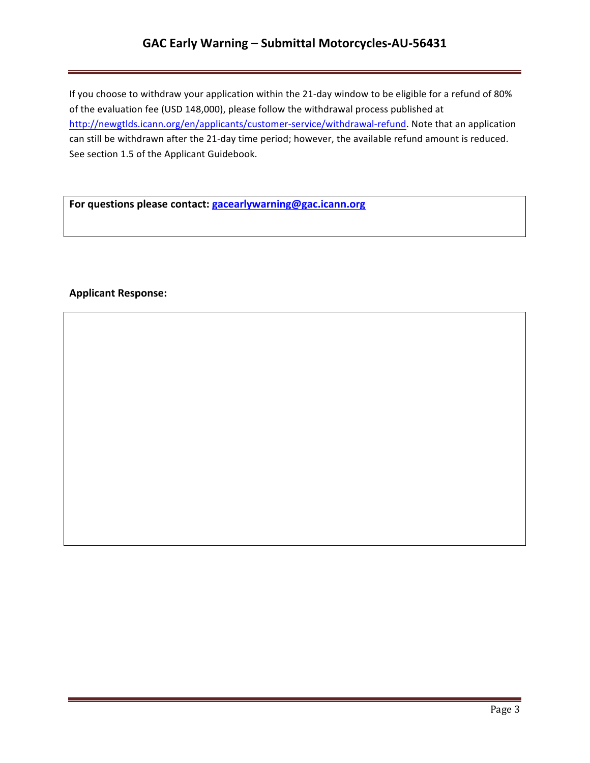If you choose to withdraw your application within the 21-day window to be eligible for a refund of 80% of the evaluation fee (USD 148,000), please follow the withdrawal process published at http://newgtlds.icann.org/en/applicants/customer-service/withdrawal-refund. Note that an application can still be withdrawn after the 21-day time period; however, the available refund amount is reduced. See section 1.5 of the Applicant Guidebook.

**For questions please contact: gacearlywarning@gac.icann.org**

**Applicant Response:**